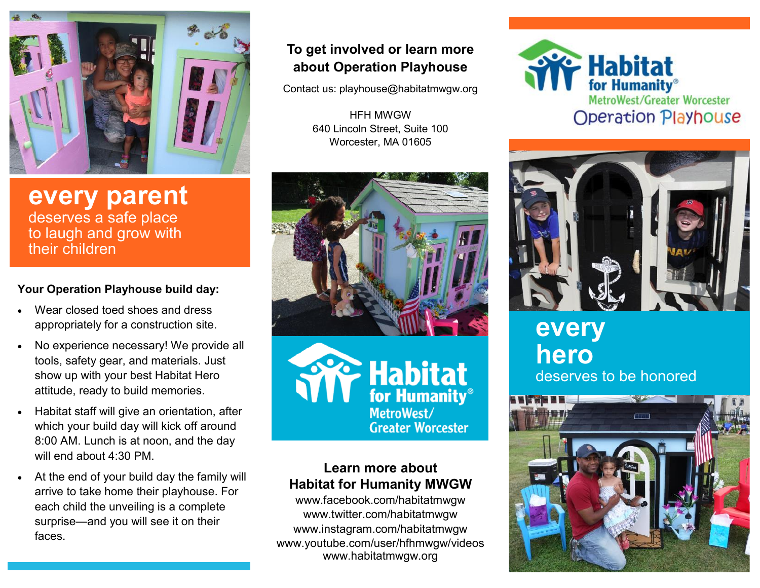## every parent

deserves a safe place to laugh and grow with their children

**Your Operation Playhouse build day:**

- Wear closed toed shoes and dress appropriately for a construction site.
- No experience necessary! We provide all tools, safety gear, and materials. Just show up with your best Habitat Hero attitude, ready to build memories.
- Habitat staff will give an orientation, after which your build day will kick off around 8:00 AM. Lunch is at noon, and the day will end about 4:30 PM.
- At the end of your build day the family will arrive to take home their playhouse. For each child the unveiling is a complete surprise—and you will see it on their faces.

**To get involved or learn more about Operation Playhouse**

Contact us: playhouse@habitatmwgw.org

HFH MWGW
640 Lincoln Street, Suite 100
Worcester, MA 01605

Habitat for Humanity® MetroWest/Greater Worcester

**Learn more about Habitat for Humanity MWGW**

www.facebook.com/habitatmwgw
www.twitter.com/habitatmwgw
www.instagram.com/habitatmwgw
www.youtube.com/user/hfhmwgw/videos
www.habitatmwgw.org

# Habitat for Humanity® MetroWest/Greater Worcester Operation Playhouse

## every hero

deserves to be honored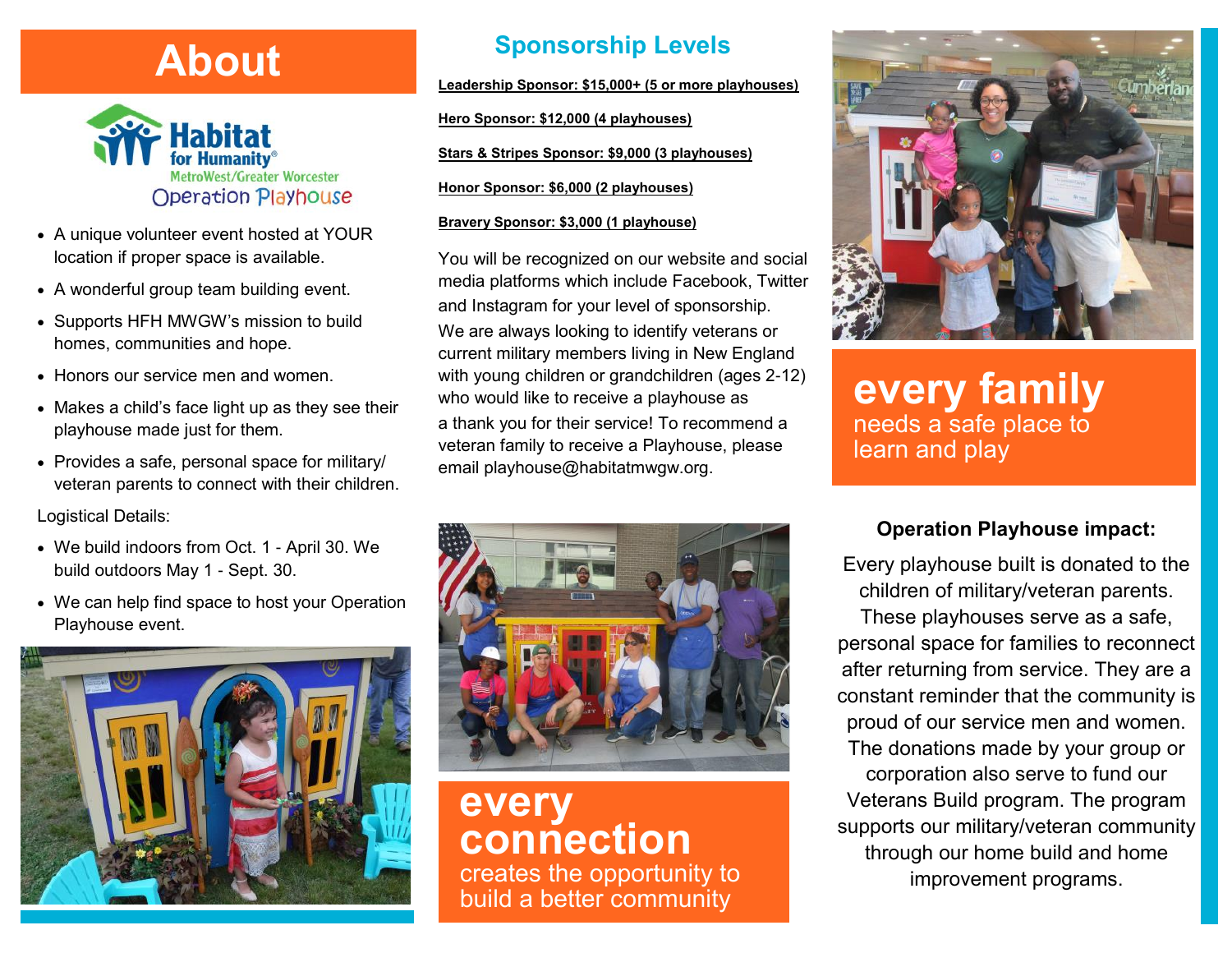# About

Habitat for Humanity
MetroWest/Greater Worcester
Operation Playhouse

- A unique volunteer event hosted at YOUR location if proper space is available.
- A wonderful group team building event.
- Supports HFH MWGW's mission to build homes, communities and hope.
- Honors our service men and women.
- Makes a child's face light up as they see their playhouse made just for them.
- Provides a safe, personal space for military/veteran parents to connect with their children.

Logistical Details:

- We build indoors from Oct. 1 - April 30. We build outdoors May 1 - Sept. 30.
- We can help find space to host your Operation Playhouse event.

## Sponsorship Levels

**Leadership Sponsor: $15,000+ (5 or more playhouses)**

**Hero Sponsor: $12,000 (4 playhouses)**

**Stars & Stripes Sponsor: $9,000 (3 playhouses)**

**Honor Sponsor: $6,000 (2 playhouses)**

**Bravery Sponsor: $3,000 (1 playhouse)**

You will be recognized on our website and social media platforms which include Facebook, Twitter and Instagram for your level of sponsorship.

We are always looking to identify veterans or current military members living in New England with young children or grandchildren (ages 2-12) who would like to receive a playhouse as a thank you for their service! To recommend a veteran family to receive a Playhouse, please email playhouse@habitatmwgw.org.

**every connection**
creates the opportunity to build a better community

**every family**
needs a safe place to learn and play

### Operation Playhouse impact:

Every playhouse built is donated to the children of military/veteran parents. These playhouses serve as a safe, personal space for families to reconnect after returning from service. They are a constant reminder that the community is proud of our service men and women. The donations made by your group or corporation also serve to fund our Veterans Build program. The program supports our military/veteran community through our home build and home improvement programs.